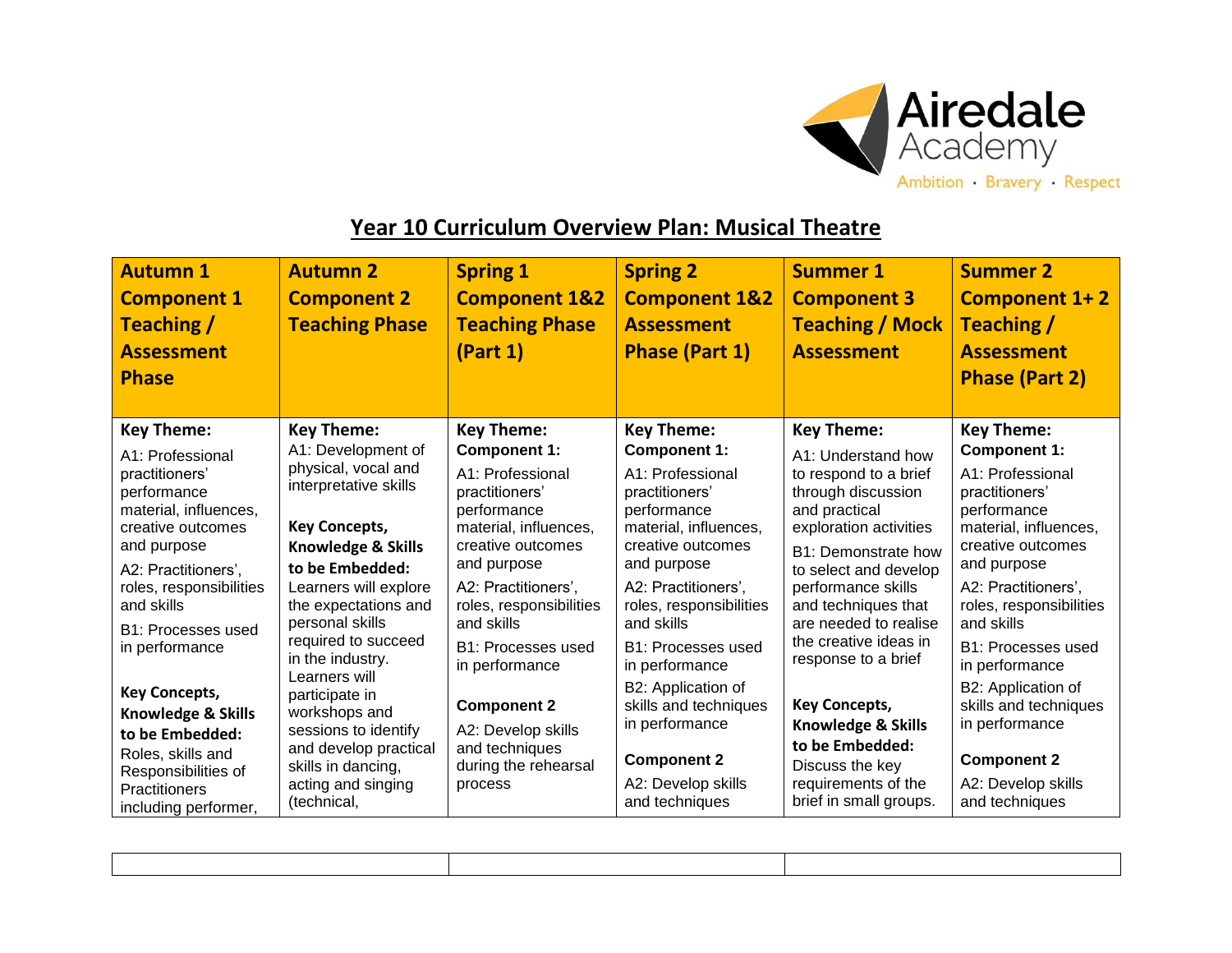Airedale Academy
Ambition · Bravery · Respect

# Year 10 Curriculum Overview Plan: Musical Theatre

| Autumn 1 Component 1 Teaching / Assessment Phase | Autumn 2 Component 2 Teaching Phase | Spring 1 Component 1&2 Teaching Phase (Part 1) | Spring 2 Component 1&2 Assessment Phase (Part 1) | Summer 1 Component 3 Teaching / Mock Assessment | Summer 2 Component 1+ 2 Teaching / Assessment Phase (Part 2) |
|---|---|---|---|---|---|
| **Key Theme:**<br>A1: Professional practitioners' performance material, influences, creative outcomes and purpose<br>A2: Practitioners', roles, responsibilities and skills<br>B1: Processes used in performance<br><br>**Key Concepts, Knowledge & Skills to be Embedded:**<br>Roles, skills and Responsibilities of Practitioners including performer, | **Key Theme:**<br>A1: Development of physical, vocal and interpretative skills<br><br>**Key Concepts, Knowledge & Skills to be Embedded:**<br>Learners will explore the expectations and personal skills required to succeed in the industry. Learners will participate in workshops and sessions to identify and develop practical skills in dancing, acting and singing (technical, | **Key Theme:**<br>**Component 1:**<br>A1: Professional practitioners' performance material, influences, creative outcomes and purpose<br>A2: Practitioners', roles, responsibilities and skills<br>B1: Processes used in performance<br><br>**Component 2**<br>A2: Develop skills and techniques during the rehearsal process | **Key Theme:**<br>**Component 1:**<br>A1: Professional practitioners' performance material, influences, creative outcomes and purpose<br>A2: Practitioners', roles, responsibilities and skills<br>B1: Processes used in performance<br>B2: Application of skills and techniques in performance<br><br>**Component 2**<br>A2: Develop skills and techniques | **Key Theme:**<br>A1: Understand how to respond to a brief through discussion and practical exploration activities<br>B1: Demonstrate how to select and develop performance skills and techniques that are needed to realise the creative ideas in response to a brief<br><br>**Key Concepts, Knowledge & Skills to be Embedded:**<br>Discuss the key requirements of the brief in small groups. | **Key Theme:**<br>**Component 1:**<br>A1: Professional practitioners' performance material, influences, creative outcomes and purpose<br>A2: Practitioners', roles, responsibilities and skills<br>B1: Processes used in performance<br>B2: Application of skills and techniques in performance<br><br>**Component 2**<br>A2: Develop skills and techniques |

| | | |
|---|---|---|
| | | |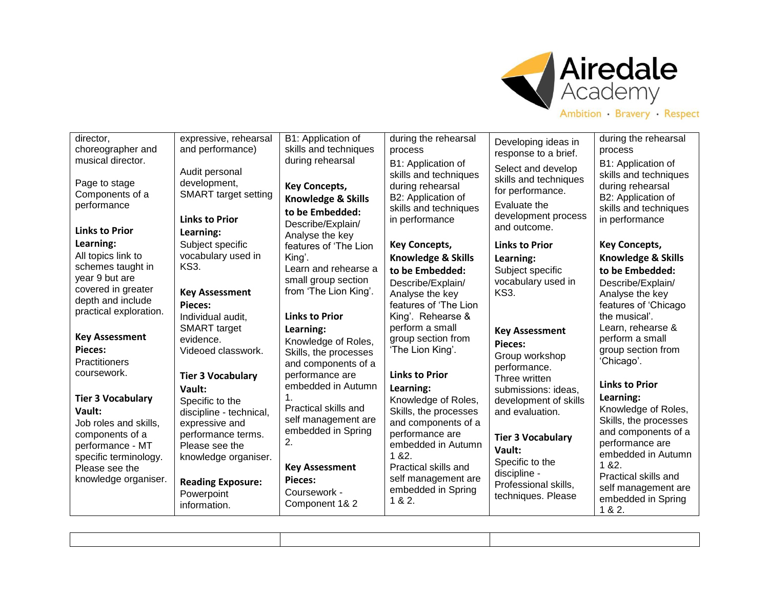| | | | | | |
|---|---|---|---|---|---|
| director, choreographer and musical director.<br><br>Page to stage Components of a performance<br><br>**Links to Prior Learning:**<br>All topics link to schemes taught in year 9 but are covered in greater depth and include practical exploration.<br><br>**Key Assessment Pieces:**<br>Practitioners coursework.<br><br>**Tier 3 Vocabulary Vault:**<br>Job roles and skills, components of a performance - MT specific terminology. Please see the knowledge organiser. | expressive, rehearsal and performance)<br><br>Audit personal development, SMART target setting<br><br>**Links to Prior Learning:**<br>Subject specific vocabulary used in KS3.<br><br>**Key Assessment Pieces:**<br>Individual audit, SMART target evidence.<br>Videoed classwork.<br><br>**Tier 3 Vocabulary Vault:**<br>Specific to the discipline - technical, expressive and performance terms. Please see the knowledge organiser.<br><br>**Reading Exposure:**<br>Powerpoint information. | B1: Application of skills and techniques during rehearsal<br><br>**Key Concepts, Knowledge & Skills to be Embedded:**<br>Describe/Explain/ Analyse the key features of 'The Lion King'.<br>Learn and rehearse a small group section from 'The Lion King'.<br><br>**Links to Prior Learning:**<br>Knowledge of Roles, Skills, the processes and components of a performance are embedded in Autumn 1.<br>Practical skills and self management are embedded in Spring 2.<br><br>**Key Assessment Pieces:**<br>Coursework - Component 1& 2 | during the rehearsal process<br>B1: Application of skills and techniques during rehearsal<br>B2: Application of skills and techniques in performance<br><br>**Key Concepts, Knowledge & Skills to be Embedded:**<br>Describe/Explain/ Analyse the key features of 'The Lion King'. Rehearse & perform a small group section from 'The Lion King'.<br><br>**Links to Prior Learning:**<br>Knowledge of Roles, Skills, the processes and components of a performance are embedded in Autumn 1 &2.<br>Practical skills and self management are embedded in Spring 1 & 2. | Developing ideas in response to a brief.<br>Select and develop skills and techniques for performance.<br>Evaluate the development process and outcome.<br><br>**Links to Prior Learning:**<br>Subject specific vocabulary used in KS3.<br><br>**Key Assessment Pieces:**<br>Group workshop performance.<br>Three written submissions: ideas, development of skills and evaluation.<br><br>**Tier 3 Vocabulary Vault:**<br>Specific to the discipline - Professional skills, techniques. Please | during the rehearsal process<br>B1: Application of skills and techniques during rehearsal<br>B2: Application of skills and techniques in performance<br><br>**Key Concepts, Knowledge & Skills to be Embedded:**<br>Describe/Explain/ Analyse the key features of 'Chicago the musical'.<br>Learn, rehearse & perform a small group section from 'Chicago'.<br><br>**Links to Prior Learning:**<br>Knowledge of Roles, Skills, the processes and components of a performance are embedded in Autumn 1 &2.<br>Practical skills and self management are embedded in Spring 1 & 2. |

| | | |
|---|---|---|
| | | |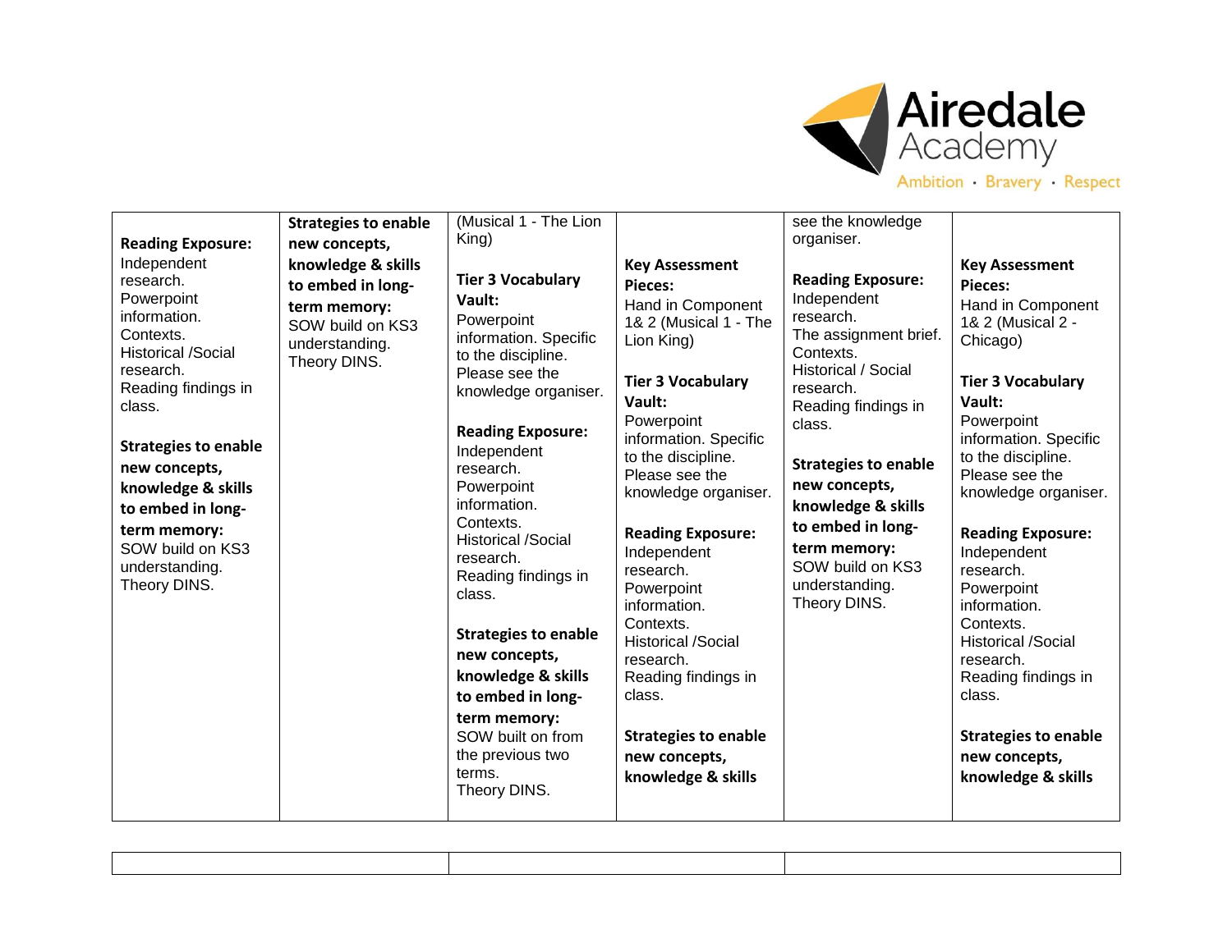| | | | | | |
|---|---|---|---|---|---|
| **Reading Exposure:**<br>Independent research.<br>Powerpoint information.<br>Contexts.<br>Historical /Social research.<br>Reading findings in class.<br><br>**Strategies to enable new concepts, knowledge & skills to embed in long-term memory:**<br>SOW build on KS3 understanding.<br>Theory DINS. | **Strategies to enable new concepts, knowledge & skills to embed in long-term memory:**<br>SOW build on KS3 understanding.<br>Theory DINS. | (Musical 1 - The Lion King)<br><br>**Tier 3 Vocabulary Vault:**<br>Powerpoint information. Specific to the discipline.<br>Please see the knowledge organiser.<br><br>**Reading Exposure:**<br>Independent research.<br>Powerpoint information.<br>Contexts.<br>Historical /Social research.<br>Reading findings in class.<br><br>**Strategies to enable new concepts, knowledge & skills to embed in long-term memory:**<br>SOW built on from the previous two terms.<br>Theory DINS. | **Key Assessment Pieces:**<br>Hand in Component 1& 2 (Musical 1 - The Lion King)<br><br>**Tier 3 Vocabulary Vault:**<br>Powerpoint information. Specific to the discipline.<br>Please see the knowledge organiser.<br><br>**Reading Exposure:**<br>Independent research.<br>Powerpoint information.<br>Contexts.<br>Historical /Social research.<br>Reading findings in class.<br><br>**Strategies to enable new concepts, knowledge & skills** | see the knowledge organiser.<br><br>**Reading Exposure:**<br>Independent research.<br>The assignment brief.<br>Contexts.<br>Historical / Social research.<br>Reading findings in class.<br><br>**Strategies to enable new concepts, knowledge & skills to embed in long-term memory:**<br>SOW build on KS3 understanding.<br>Theory DINS. | **Key Assessment Pieces:**<br>Hand in Component 1& 2 (Musical 2 - Chicago)<br><br>**Tier 3 Vocabulary Vault:**<br>Powerpoint information. Specific to the discipline.<br>Please see the knowledge organiser.<br><br>**Reading Exposure:**<br>Independent research.<br>Powerpoint information.<br>Contexts.<br>Historical /Social research.<br>Reading findings in class.<br><br>**Strategies to enable new concepts, knowledge & skills** |

| | | |
|---|---|---|
| | | |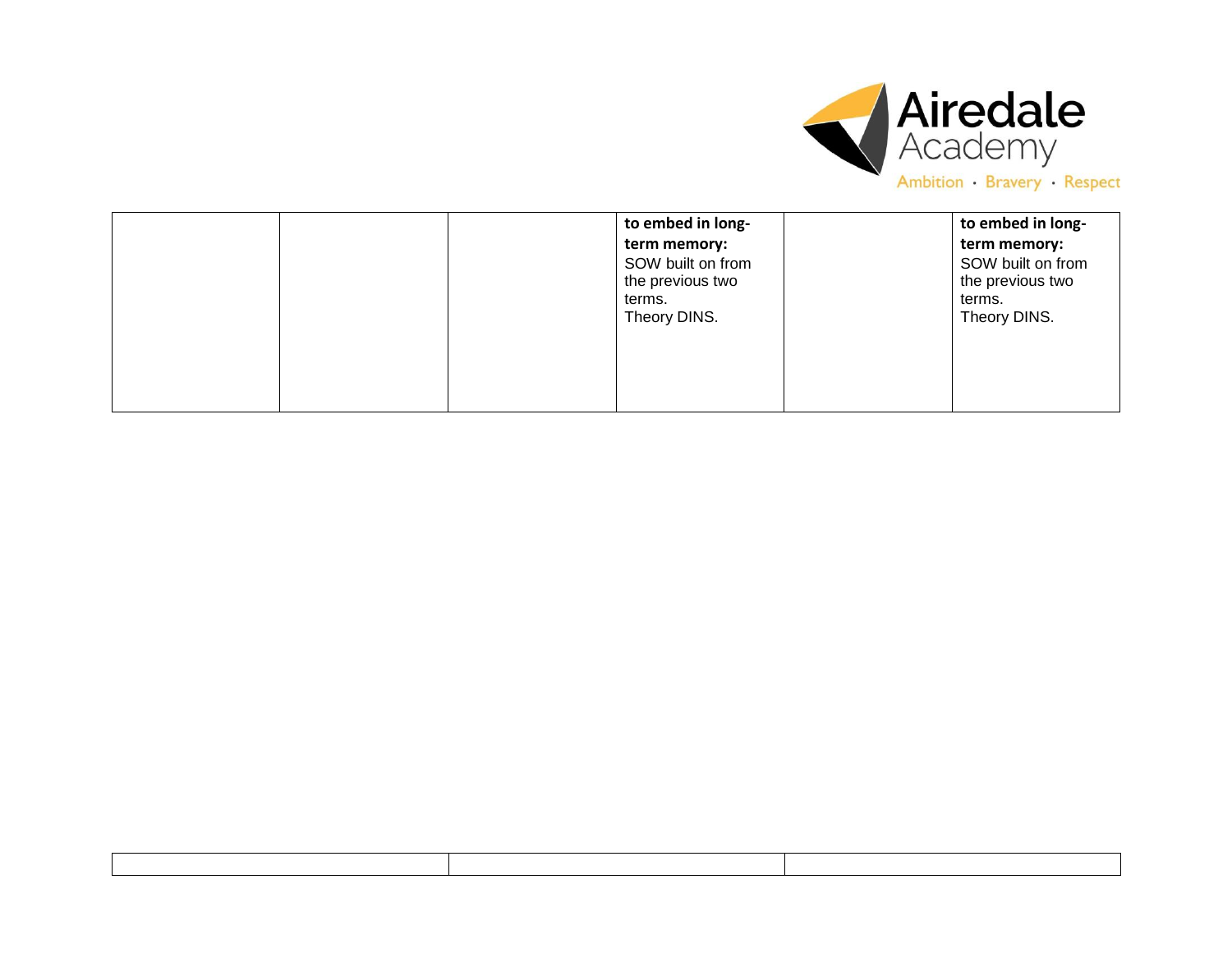| | | | | | |
|---|---|---|---|---|---|
| | | | **to embed in long-term memory:** SOW built on from the previous two terms. Theory DINS. | | **to embed in long-term memory:** SOW built on from the previous two terms. Theory DINS. |

| | | |
|---|---|---|
| | | |